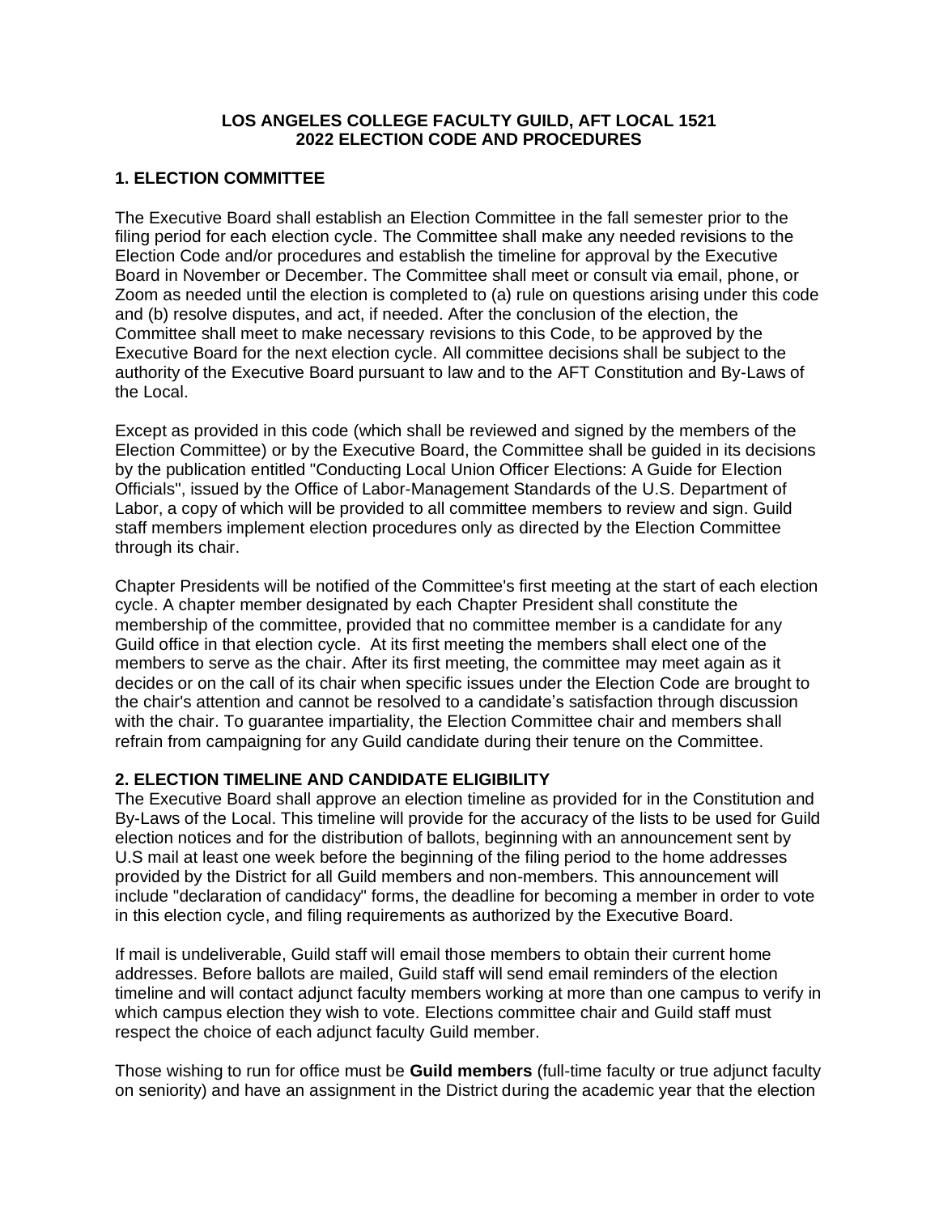# LOS ANGELES COLLEGE FACULTY GUILD, AFT LOCAL 1521
# 2022 ELECTION CODE AND PROCEDURES

## 1. ELECTION COMMITTEE

The Executive Board shall establish an Election Committee in the fall semester prior to the filing period for each election cycle. The Committee shall make any needed revisions to the Election Code and/or procedures and establish the timeline for approval by the Executive Board in November or December. The Committee shall meet or consult via email, phone, or Zoom as needed until the election is completed to (a) rule on questions arising under this code and (b) resolve disputes, and act, if needed. After the conclusion of the election, the Committee shall meet to make necessary revisions to this Code, to be approved by the Executive Board for the next election cycle. All committee decisions shall be subject to the authority of the Executive Board pursuant to law and to the AFT Constitution and By-Laws of the Local.

Except as provided in this code (which shall be reviewed and signed by the members of the Election Committee) or by the Executive Board, the Committee shall be guided in its decisions by the publication entitled "Conducting Local Union Officer Elections: A Guide for Election Officials", issued by the Office of Labor-Management Standards of the U.S. Department of Labor, a copy of which will be provided to all committee members to review and sign. Guild staff members implement election procedures only as directed by the Election Committee through its chair.

Chapter Presidents will be notified of the Committee's first meeting at the start of each election cycle. A chapter member designated by each Chapter President shall constitute the membership of the committee, provided that no committee member is a candidate for any Guild office in that election cycle. At its first meeting the members shall elect one of the members to serve as the chair. After its first meeting, the committee may meet again as it decides or on the call of its chair when specific issues under the Election Code are brought to the chair's attention and cannot be resolved to a candidate's satisfaction through discussion with the chair. To guarantee impartiality, the Election Committee chair and members shall refrain from campaigning for any Guild candidate during their tenure on the Committee.

## 2. ELECTION TIMELINE AND CANDIDATE ELIGIBILITY

The Executive Board shall approve an election timeline as provided for in the Constitution and By-Laws of the Local. This timeline will provide for the accuracy of the lists to be used for Guild election notices and for the distribution of ballots, beginning with an announcement sent by U.S mail at least one week before the beginning of the filing period to the home addresses provided by the District for all Guild members and non-members. This announcement will include "declaration of candidacy" forms, the deadline for becoming a member in order to vote in this election cycle, and filing requirements as authorized by the Executive Board.

If mail is undeliverable, Guild staff will email those members to obtain their current home addresses. Before ballots are mailed, Guild staff will send email reminders of the election timeline and will contact adjunct faculty members working at more than one campus to verify in which campus election they wish to vote. Elections committee chair and Guild staff must respect the choice of each adjunct faculty Guild member.

Those wishing to run for office must be **Guild members** (full-time faculty or true adjunct faculty on seniority) and have an assignment in the District during the academic year that the election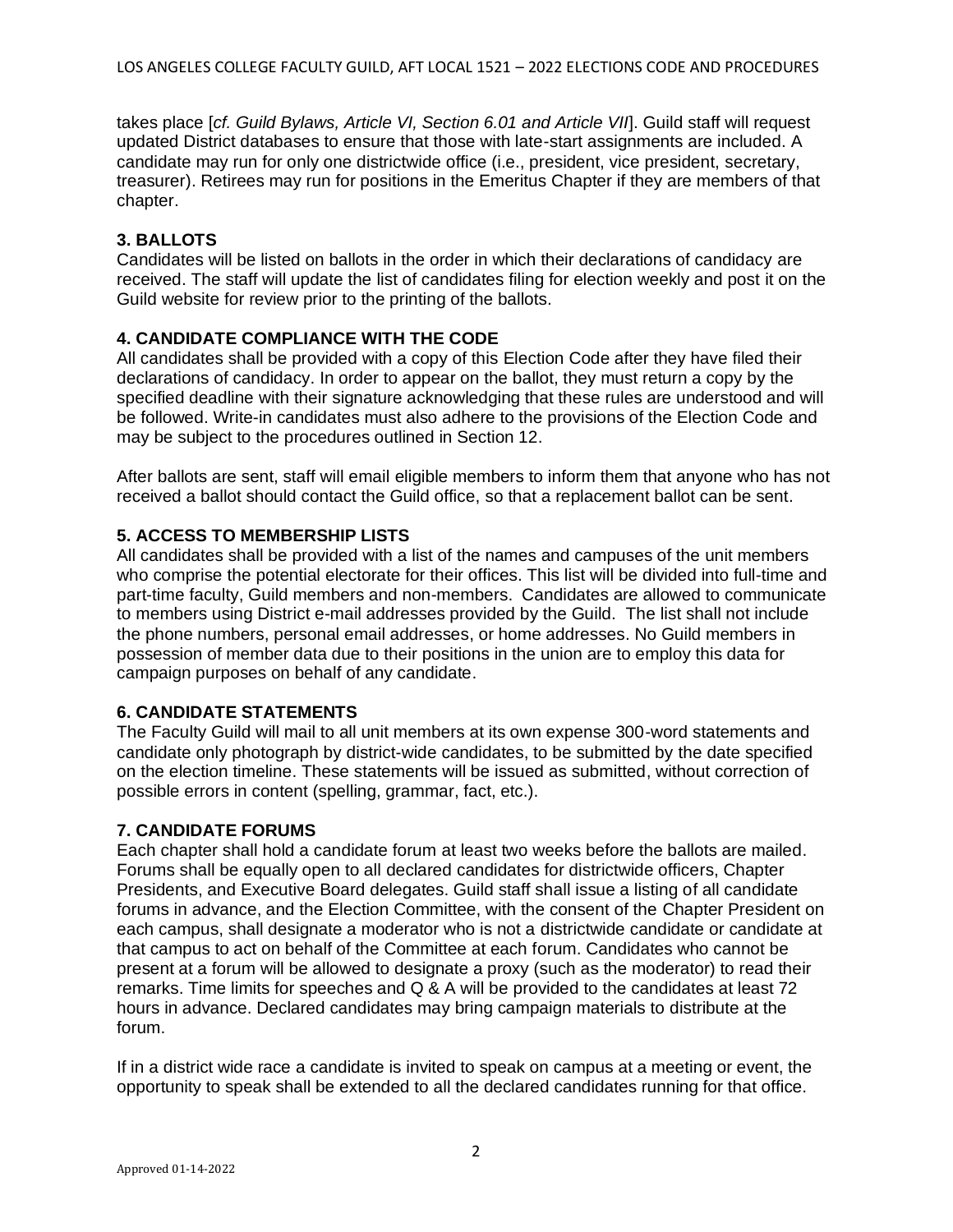takes place [*cf. Guild Bylaws, Article VI, Section 6.01 and Article VII*]. Guild staff will request updated District databases to ensure that those with late-start assignments are included. A candidate may run for only one districtwide office (i.e., president, vice president, secretary, treasurer). Retirees may run for positions in the Emeritus Chapter if they are members of that chapter.

### 3. BALLOTS

Candidates will be listed on ballots in the order in which their declarations of candidacy are received. The staff will update the list of candidates filing for election weekly and post it on the Guild website for review prior to the printing of the ballots.

### 4. CANDIDATE COMPLIANCE WITH THE CODE

All candidates shall be provided with a copy of this Election Code after they have filed their declarations of candidacy. In order to appear on the ballot, they must return a copy by the specified deadline with their signature acknowledging that these rules are understood and will be followed. Write-in candidates must also adhere to the provisions of the Election Code and may be subject to the procedures outlined in Section 12.

After ballots are sent, staff will email eligible members to inform them that anyone who has not received a ballot should contact the Guild office, so that a replacement ballot can be sent.

### 5. ACCESS TO MEMBERSHIP LISTS

All candidates shall be provided with a list of the names and campuses of the unit members who comprise the potential electorate for their offices. This list will be divided into full-time and part-time faculty, Guild members and non-members. Candidates are allowed to communicate to members using District e-mail addresses provided by the Guild. The list shall not include the phone numbers, personal email addresses, or home addresses. No Guild members in possession of member data due to their positions in the union are to employ this data for campaign purposes on behalf of any candidate.

### 6. CANDIDATE STATEMENTS

The Faculty Guild will mail to all unit members at its own expense 300-word statements and candidate only photograph by district-wide candidates, to be submitted by the date specified on the election timeline. These statements will be issued as submitted, without correction of possible errors in content (spelling, grammar, fact, etc.).

### 7. CANDIDATE FORUMS

Each chapter shall hold a candidate forum at least two weeks before the ballots are mailed. Forums shall be equally open to all declared candidates for districtwide officers, Chapter Presidents, and Executive Board delegates. Guild staff shall issue a listing of all candidate forums in advance, and the Election Committee, with the consent of the Chapter President on each campus, shall designate a moderator who is not a districtwide candidate or candidate at that campus to act on behalf of the Committee at each forum. Candidates who cannot be present at a forum will be allowed to designate a proxy (such as the moderator) to read their remarks. Time limits for speeches and Q & A will be provided to the candidates at least 72 hours in advance. Declared candidates may bring campaign materials to distribute at the forum.

If in a district wide race a candidate is invited to speak on campus at a meeting or event, the opportunity to speak shall be extended to all the declared candidates running for that office.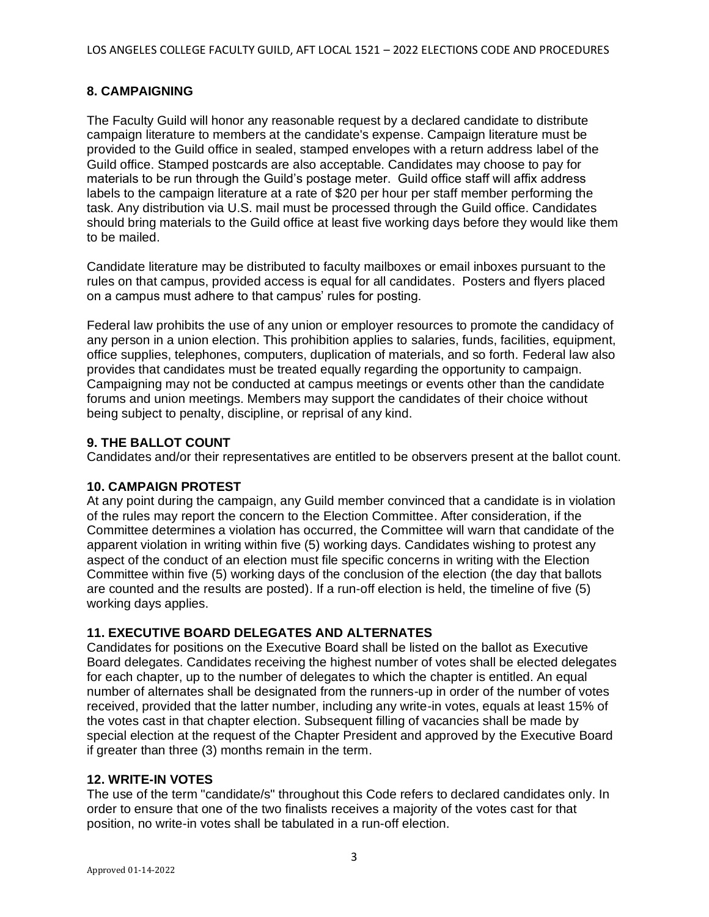## 8. CAMPAIGNING

The Faculty Guild will honor any reasonable request by a declared candidate to distribute campaign literature to members at the candidate's expense. Campaign literature must be provided to the Guild office in sealed, stamped envelopes with a return address label of the Guild office. Stamped postcards are also acceptable. Candidates may choose to pay for materials to be run through the Guild's postage meter. Guild office staff will affix address labels to the campaign literature at a rate of $20 per hour per staff member performing the task. Any distribution via U.S. mail must be processed through the Guild office. Candidates should bring materials to the Guild office at least five working days before they would like them to be mailed.

Candidate literature may be distributed to faculty mailboxes or email inboxes pursuant to the rules on that campus, provided access is equal for all candidates. Posters and flyers placed on a campus must adhere to that campus' rules for posting.

Federal law prohibits the use of any union or employer resources to promote the candidacy of any person in a union election. This prohibition applies to salaries, funds, facilities, equipment, office supplies, telephones, computers, duplication of materials, and so forth. Federal law also provides that candidates must be treated equally regarding the opportunity to campaign. Campaigning may not be conducted at campus meetings or events other than the candidate forums and union meetings. Members may support the candidates of their choice without being subject to penalty, discipline, or reprisal of any kind.

## 9. THE BALLOT COUNT

Candidates and/or their representatives are entitled to be observers present at the ballot count.

## 10. CAMPAIGN PROTEST

At any point during the campaign, any Guild member convinced that a candidate is in violation of the rules may report the concern to the Election Committee. After consideration, if the Committee determines a violation has occurred, the Committee will warn that candidate of the apparent violation in writing within five (5) working days. Candidates wishing to protest any aspect of the conduct of an election must file specific concerns in writing with the Election Committee within five (5) working days of the conclusion of the election (the day that ballots are counted and the results are posted). If a run-off election is held, the timeline of five (5) working days applies.

## 11. EXECUTIVE BOARD DELEGATES AND ALTERNATES

Candidates for positions on the Executive Board shall be listed on the ballot as Executive Board delegates. Candidates receiving the highest number of votes shall be elected delegates for each chapter, up to the number of delegates to which the chapter is entitled. An equal number of alternates shall be designated from the runners-up in order of the number of votes received, provided that the latter number, including any write-in votes, equals at least 15% of the votes cast in that chapter election. Subsequent filling of vacancies shall be made by special election at the request of the Chapter President and approved by the Executive Board if greater than three (3) months remain in the term.

## 12. WRITE-IN VOTES

The use of the term "candidate/s" throughout this Code refers to declared candidates only. In order to ensure that one of the two finalists receives a majority of the votes cast for that position, no write-in votes shall be tabulated in a run-off election.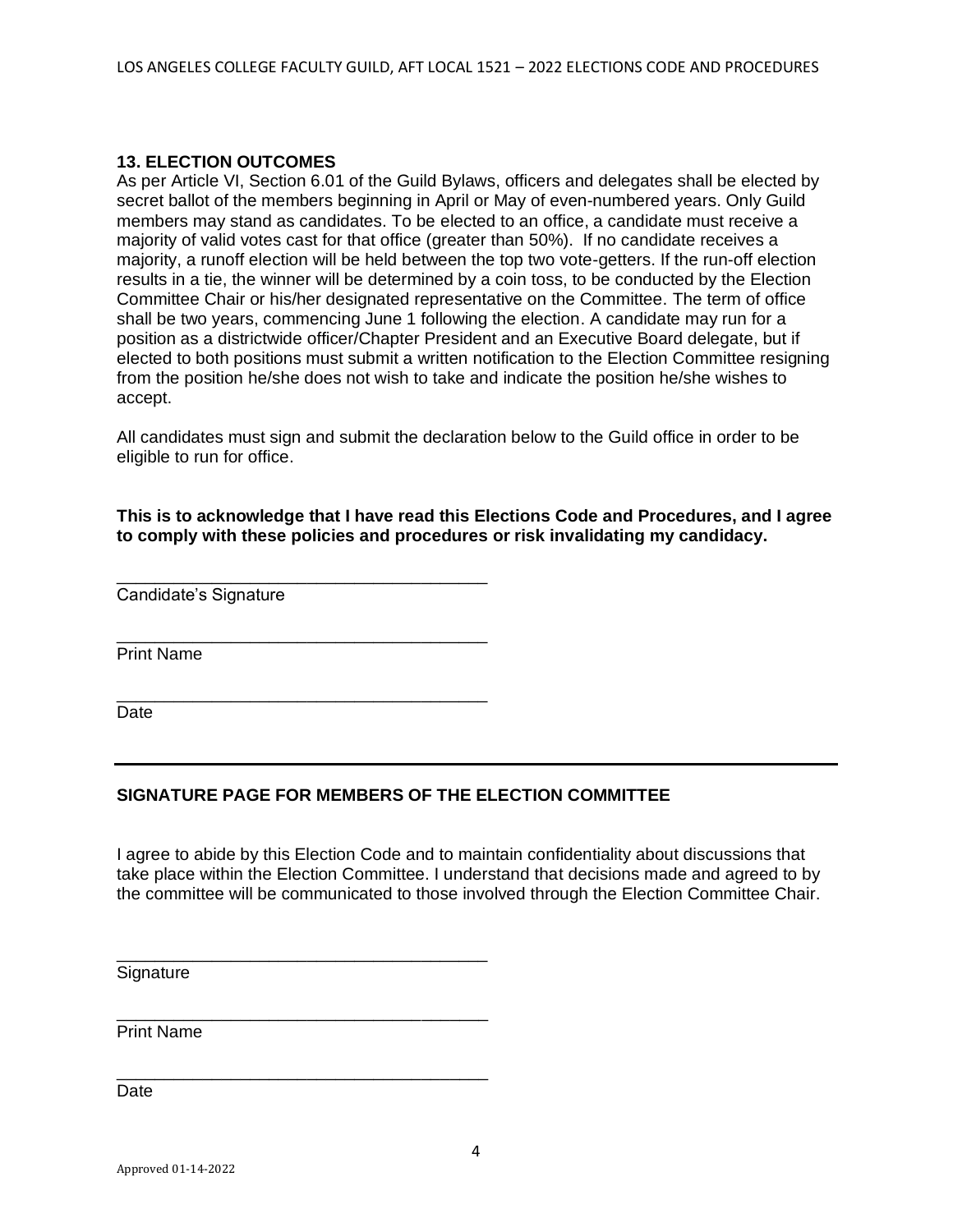## 13. ELECTION OUTCOMES

As per Article VI, Section 6.01 of the Guild Bylaws, officers and delegates shall be elected by secret ballot of the members beginning in April or May of even-numbered years. Only Guild members may stand as candidates. To be elected to an office, a candidate must receive a majority of valid votes cast for that office (greater than 50%). If no candidate receives a majority, a runoff election will be held between the top two vote-getters. If the run-off election results in a tie, the winner will be determined by a coin toss, to be conducted by the Election Committee Chair or his/her designated representative on the Committee. The term of office shall be two years, commencing June 1 following the election. A candidate may run for a position as a districtwide officer/Chapter President and an Executive Board delegate, but if elected to both positions must submit a written notification to the Election Committee resigning from the position he/she does not wish to take and indicate the position he/she wishes to accept.

All candidates must sign and submit the declaration below to the Guild office in order to be eligible to run for office.

**This is to acknowledge that I have read this Elections Code and Procedures, and I agree to comply with these policies and procedures or risk invalidating my candidacy.**

_______________________________________
Candidate's Signature

_______________________________________
Print Name

_______________________________________
Date

---

**SIGNATURE PAGE FOR MEMBERS OF THE ELECTION COMMITTEE**

I agree to abide by this Election Code and to maintain confidentiality about discussions that take place within the Election Committee. I understand that decisions made and agreed to by the committee will be communicated to those involved through the Election Committee Chair.

_______________________________________
Signature

_______________________________________
Print Name

_______________________________________
Date

Approved 01-14-2022